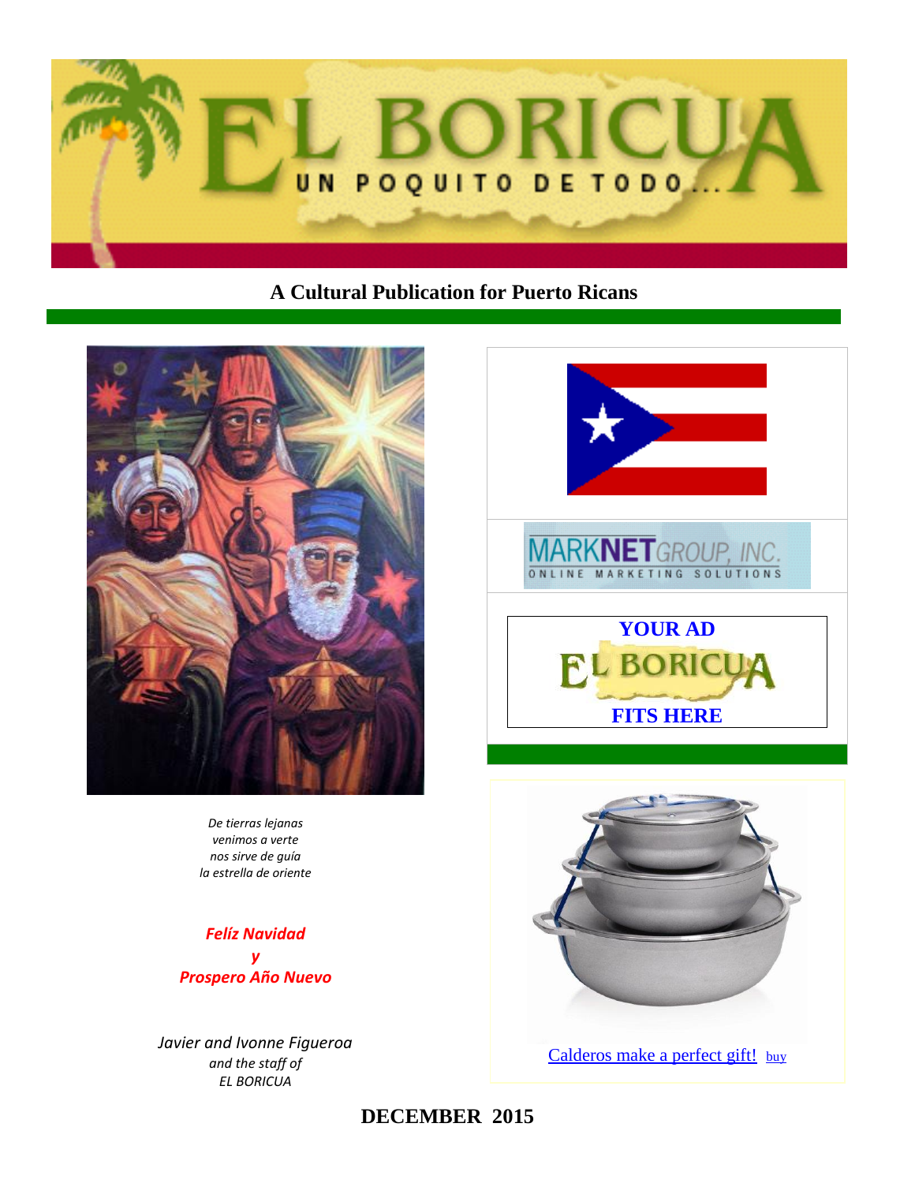# EL BORICUA

UN POQUITO DE TODO...

**A Cultural Publication for Puerto Ricans**

*De tierras lejanas*
*venimos a verte*
*nos sirve de guía*
*la estrella de oriente*

***Felíz Navidad***
***y***
***Prospero Año Nuevo***

*Javier and Ivonne Figueroa*
*and the staff of*
*EL BORICUA*

MARKNETGROUP, INC.
ONLINE MARKETING SOLUTIONS

**YOUR AD**
**EL BORICUA**
**FITS HERE**

Calderos make a perfect gift! buy

**DECEMBER 2015**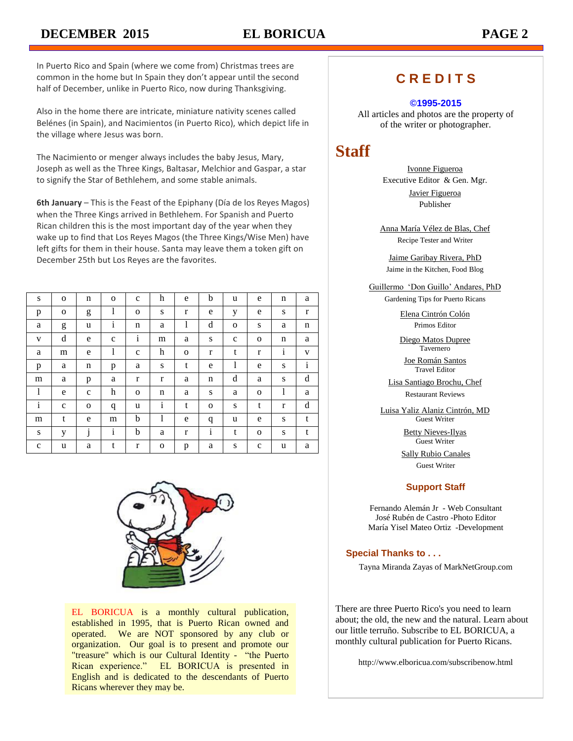In Puerto Rico and Spain (where we come from) Christmas trees are common in the home but In Spain they don't appear until the second half of December, unlike in Puerto Rico, now during Thanksgiving.

Also in the home there are intricate, miniature nativity scenes called Belénes (in Spain), and Nacimientos (in Puerto Rico), which depict life in the village where Jesus was born.

The Nacimiento or menger always includes the baby Jesus, Mary, Joseph as well as the Three Kings, Baltasar, Melchior and Gaspar, a star to signify the Star of Bethlehem, and some stable animals.

**6th January** – This is the Feast of the Epiphany (Día de los Reyes Magos) when the Three Kings arrived in Bethlehem. For Spanish and Puerto Rican children this is the most important day of the year when they wake up to find that Los Reyes Magos (the Three Kings/Wise Men) have left gifts for them in their house. Santa may leave them a token gift on December 25th but Los Reyes are the favorites.

| s | o | n | o | c | h | e | b | u | e | n | a |
|---|---|---|---|---|---|---|---|---|---|---|---|
| p | o | g | l | o | s | r | e | y | e | s | r |
| a | g | u | i | n | a | l | d | o | s | a | n |
| v | d | e | c | i | m | a | s | c | o | n | a |
| a | m | e | l | c | h | o | r | t | r | i | v |
| p | a | n | p | a | s | t | e | l | e | s | i |
| m | a | p | a | r | r | a | n | d | a | s | d |
| l | e | c | h | o | n | a | s | a | o | l | a |
| i | c | o | q | u | i | t | o | s | t | r | d |
| m | t | e | m | b | l | e | q | u | e | s | t |
| s | y | j | i | b | a | r | i | t | o | s | t |
| c | u | a | t | r | o | p | a | s | c | u | a |

EL BORICUA is a monthly cultural publication, established in 1995, that is Puerto Rican owned and operated. We are NOT sponsored by any club or organization. Our goal is to present and promote our "treasure" which is our Cultural Identity - "the Puerto Rican experience." EL BORICUA is presented in English and is dedicated to the descendants of Puerto Ricans wherever they may be.

## CREDITS

**©1995-2015**

All articles and photos are the property of of the writer or photographer.

## Staff

Ivonne Figueroa
Executive Editor & Gen. Mgr.

Javier Figueroa
Publisher

Anna María Vélez de Blas, Chef
Recipe Tester and Writer

Jaime Garibay Rivera, PhD
Jaime in the Kitchen, Food Blog

Guillermo 'Don Guillo' Andares, PhD
Gardening Tips for Puerto Ricans

Elena Cintrón Colón
Primos Editor

Diego Matos Dupree
Tavernero

Joe Román Santos
Travel Editor

Lisa Santiago Brochu, Chef
Restaurant Reviews

Luisa Yaliz Alaniz Cintrón, MD
Guest Writer

Betty Nieves-Ilyas
Guest Writer

Sally Rubio Canales
Guest Writer

### Support Staff

Fernando Alemán Jr - Web Consultant
José Rubén de Castro -Photo Editor
María Yisel Mateo Ortiz -Development

### Special Thanks to . . .

Tayna Miranda Zayas of MarkNetGroup.com

There are three Puerto Rico's you need to learn about; the old, the new and the natural. Learn about our little terruño. Subscribe to EL BORICUA, a monthly cultural publication for Puerto Ricans.

http://www.elboricua.com/subscribenow.html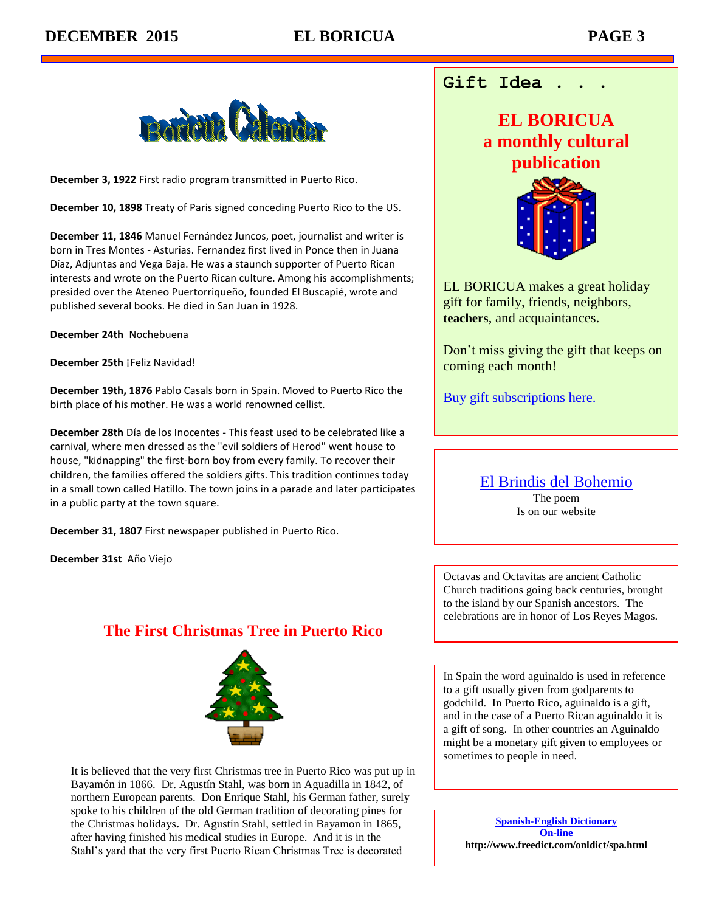# Boricua Calendar

**December 3, 1922** First radio program transmitted in Puerto Rico.

**December 10, 1898** Treaty of Paris signed conceding Puerto Rico to the US.

**December 11, 1846** Manuel Fernández Juncos, poet, journalist and writer is born in Tres Montes - Asturias. Fernandez first lived in Ponce then in Juana Díaz, Adjuntas and Vega Baja. He was a staunch supporter of Puerto Rican interests and wrote on the Puerto Rican culture. Among his accomplishments; presided over the Ateneo Puertorriqueño, founded El Buscapié, wrote and published several books. He died in San Juan in 1928.

**December 24th** Nochebuena

**December 25th** ¡Feliz Navidad!

**December 19th, 1876** Pablo Casals born in Spain. Moved to Puerto Rico the birth place of his mother. He was a world renowned cellist.

**December 28th** Día de los Inocentes - This feast used to be celebrated like a carnival, where men dressed as the "evil soldiers of Herod" went house to house, "kidnapping" the first-born boy from every family. To recover their children, the families offered the soldiers gifts. This tradition continues today in a small town called Hatillo. The town joins in a parade and later participates in a public party at the town square.

**December 31, 1807** First newspaper published in Puerto Rico.

**December 31st** Año Viejo

## The First Christmas Tree in Puerto Rico

It is believed that the very first Christmas tree in Puerto Rico was put up in Bayamón in 1866. Dr. Agustín Stahl, was born in Aguadilla in 1842, of northern European parents. Don Enrique Stahl, his German father, surely spoke to his children of the old German tradition of decorating pines for the Christmas holidays**.** Dr. Agustín Stahl, settled in Bayamon in 1865, after having finished his medical studies in Europe. And it is in the Stahl's yard that the very first Puerto Rican Christmas Tree is decorated

---

**Gift Idea . . .**

## EL BORICUA a monthly cultural publication

EL BORICUA makes a great holiday gift for family, friends, neighbors, **teachers**, and acquaintances.

Don't miss giving the gift that keeps on coming each month!

Buy gift subscriptions here.

---

El Brindis del Bohemio
The poem
Is on our website

---

Octavas and Octavitas are ancient Catholic Church traditions going back centuries, brought to the island by our Spanish ancestors. The celebrations are in honor of Los Reyes Magos.

---

In Spain the word aguinaldo is used in reference to a gift usually given from godparents to godchild. In Puerto Rico, aguinaldo is a gift, and in the case of a Puerto Rican aguinaldo it is a gift of song. In other countries an Aguinaldo might be a monetary gift given to employees or sometimes to people in need.

---

**Spanish-English Dictionary On-line**
**http://www.freedict.com/onldict/spa.html**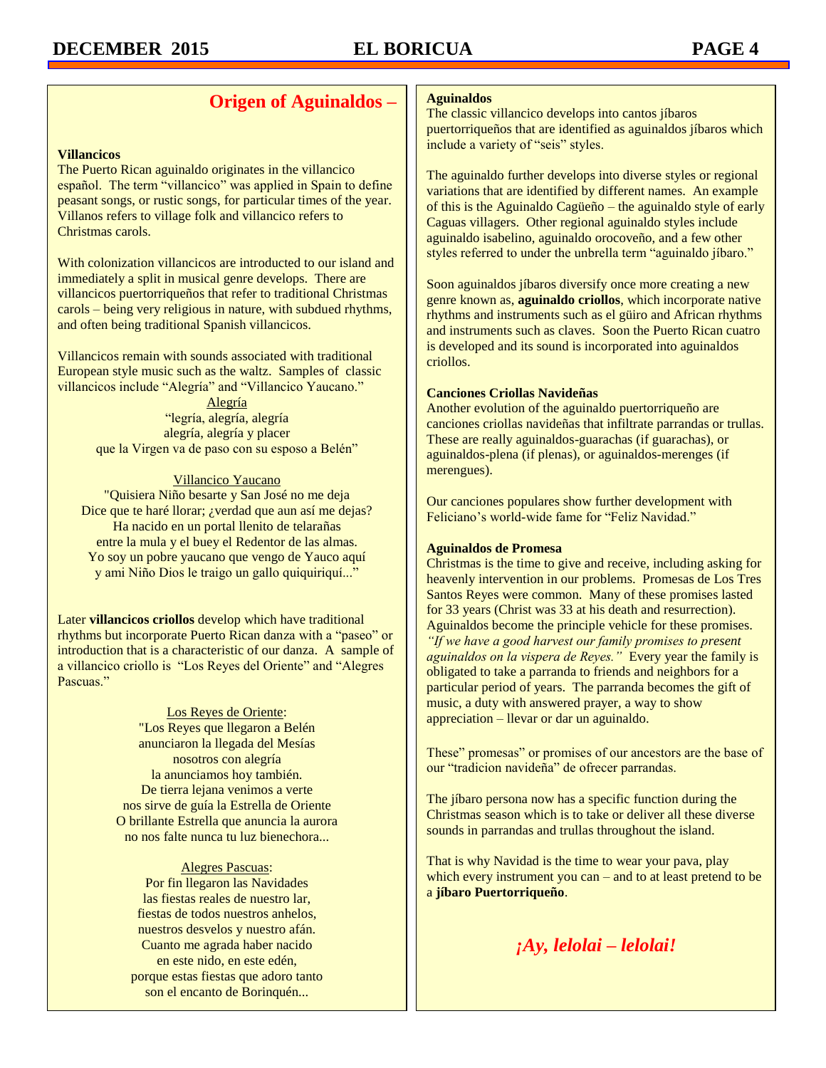## Origen of Aguinaldos –

### Villancicos

The Puerto Rican aguinaldo originates in the villancico español. The term "villancico" was applied in Spain to define peasant songs, or rustic songs, for particular times of the year. Villanos refers to village folk and villancico refers to Christmas carols.

With colonization villancicos are introducted to our island and immediately a split in musical genre develops. There are villancicos puertorriqueños that refer to traditional Christmas carols – being very religious in nature, with subdued rhythms, and often being traditional Spanish villancicos.

Villancicos remain with sounds associated with traditional European style music such as the waltz. Samples of classic villancicos include "Alegría" and "Villancico Yaucano."

Alegría
"legría, alegría, alegría
alegría, alegría y placer
que la Virgen va de paso con su esposo a Belén"

Villancico Yaucano
"Quisiera Niño besarte y San José no me deja
Dice que te haré llorar; ¿verdad que aun así me dejas?
Ha nacido en un portal llenito de telarañas
entre la mula y el buey el Redentor de las almas.
Yo soy un pobre yaucano que vengo de Yauco aquí
y ami Niño Dios le traigo un gallo quiquiriquí..."

Later **villancicos criollos** develop which have traditional rhythms but incorporate Puerto Rican danza with a "paseo" or introduction that is a characteristic of our danza. A sample of a villancico criollo is "Los Reyes del Oriente" and "Alegres Pascuas."

Los Reyes de Oriente:
"Los Reyes que llegaron a Belén
anunciaron la llegada del Mesías
nosotros con alegría
la anunciamos hoy también.
De tierra lejana venimos a verte
nos sirve de guía la Estrella de Oriente
O brillante Estrella que anuncia la aurora
no nos falte nunca tu luz bienechora...

Alegres Pascuas:
Por fin llegaron las Navidades
las fiestas reales de nuestro lar,
fiestas de todos nuestros anhelos,
nuestros desvelos y nuestro afán.
Cuanto me agrada haber nacido
en este nido, en este edén,
porque estas fiestas que adoro tanto
son el encanto de Borinquén...

### Aguinaldos

The classic villancico develops into cantos jíbaros puertorriqueños that are identified as aguinaldos jíbaros which include a variety of "seis" styles.

The aguinaldo further develops into diverse styles or regional variations that are identified by different names. An example of this is the Aguinaldo Cagüeño – the aguinaldo style of early Caguas villagers. Other regional aguinaldo styles include aguinaldo isabelino, aguinaldo orocoveño, and a few other styles referred to under the unbrella term "aguinaldo jíbaro."

Soon aguinaldos jíbaros diversify once more creating a new genre known as, **aguinaldo criollos**, which incorporate native rhythms and instruments such as el güiro and African rhythms and instruments such as claves. Soon the Puerto Rican cuatro is developed and its sound is incorporated into aguinaldos criollos.

### Canciones Criollas Navideñas

Another evolution of the aguinaldo puertorriqueño are canciones criollas navideñas that infiltrate parrandas or trullas. These are really aguinaldos-guarachas (if guarachas), or aguinaldos-plena (if plenas), or aguinaldos-merenges (if merengues).

Our canciones populares show further development with Feliciano's world-wide fame for "Feliz Navidad."

### Aguinaldos de Promesa

Christmas is the time to give and receive, including asking for heavenly intervention in our problems. Promesas de Los Tres Santos Reyes were common. Many of these promises lasted for 33 years (Christ was 33 at his death and resurrection). Aguinaldos become the principle vehicle for these promises. *"If we have a good harvest our family promises to present aguinaldos on la vispera de Reyes."* Every year the family is obligated to take a parranda to friends and neighbors for a particular period of years. The parranda becomes the gift of music, a duty with answered prayer, a way to show appreciation – llevar or dar un aguinaldo.

These" promesas" or promises of our ancestors are the base of our "tradicion navideña" de ofrecer parrandas.

The jíbaro persona now has a specific function during the Christmas season which is to take or deliver all these diverse sounds in parrandas and trullas throughout the island.

That is why Navidad is the time to wear your pava, play which every instrument you can – and to at least pretend to be a **jíbaro Puertorriqueño**.

***¡Ay, lelolai – lelolai!***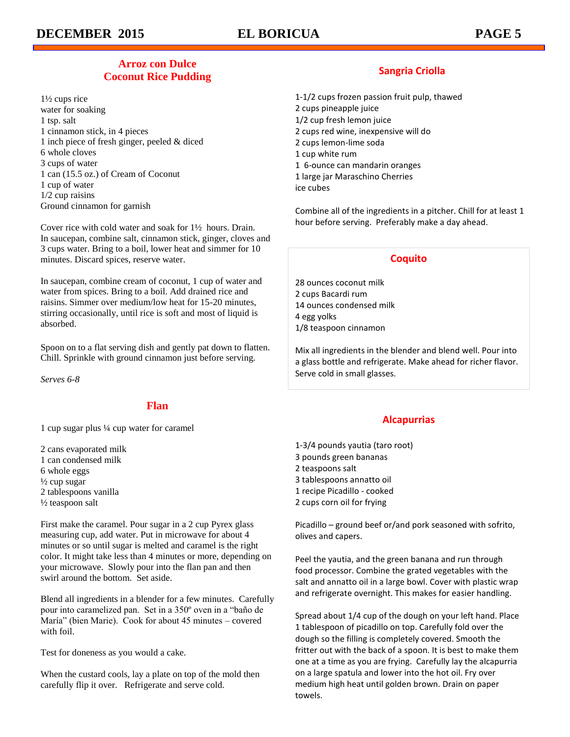## Arroz con Dulce
## Coconut Rice Pudding

1½ cups rice
water for soaking
1 tsp. salt
1 cinnamon stick, in 4 pieces
1 inch piece of fresh ginger, peeled & diced
6 whole cloves
3 cups of water
1 can (15.5 oz.) of Cream of Coconut
1 cup of water
1/2 cup raisins
Ground cinnamon for garnish

Cover rice with cold water and soak for 1½ hours. Drain. In saucepan, combine salt, cinnamon stick, ginger, cloves and 3 cups water. Bring to a boil, lower heat and simmer for 10 minutes. Discard spices, reserve water.

In saucepan, combine cream of coconut, 1 cup of water and water from spices. Bring to a boil. Add drained rice and raisins. Simmer over medium/low heat for 15-20 minutes, stirring occasionally, until rice is soft and most of liquid is absorbed.

Spoon on to a flat serving dish and gently pat down to flatten. Chill. Sprinkle with ground cinnamon just before serving.

*Serves 6-8*

## Flan

1 cup sugar plus ¼ cup water for caramel

2 cans evaporated milk
1 can condensed milk
6 whole eggs
½ cup sugar
2 tablespoons vanilla
½ teaspoon salt

First make the caramel. Pour sugar in a 2 cup Pyrex glass measuring cup, add water. Put in microwave for about 4 minutes or so until sugar is melted and caramel is the right color. It might take less than 4 minutes or more, depending on your microwave. Slowly pour into the flan pan and then swirl around the bottom. Set aside.

Blend all ingredients in a blender for a few minutes. Carefully pour into caramelized pan. Set in a 350º oven in a "baño de María" (bien Marie). Cook for about 45 minutes – covered with foil.

Test for doneness as you would a cake.

When the custard cools, lay a plate on top of the mold then carefully flip it over. Refrigerate and serve cold.

## Sangria Criolla

1-1/2 cups frozen passion fruit pulp, thawed
2 cups pineapple juice
1/2 cup fresh lemon juice
2 cups red wine, inexpensive will do
2 cups lemon-lime soda
1 cup white rum
1 6-ounce can mandarin oranges
1 large jar Maraschino Cherries
ice cubes

Combine all of the ingredients in a pitcher. Chill for at least 1 hour before serving. Preferably make a day ahead.

## Coquito

28 ounces coconut milk
2 cups Bacardi rum
14 ounces condensed milk
4 egg yolks
1/8 teaspoon cinnamon

Mix all ingredients in the blender and blend well. Pour into a glass bottle and refrigerate. Make ahead for richer flavor. Serve cold in small glasses.

## Alcapurrias

1-3/4 pounds yautia (taro root)
3 pounds green bananas
2 teaspoons salt
3 tablespoons annatto oil
1 recipe Picadillo - cooked
2 cups corn oil for frying

Picadillo – ground beef or/and pork seasoned with sofrito, olives and capers.

Peel the yautia, and the green banana and run through food processor. Combine the grated vegetables with the salt and annatto oil in a large bowl. Cover with plastic wrap and refrigerate overnight. This makes for easier handling.

Spread about 1/4 cup of the dough on your left hand. Place 1 tablespoon of picadillo on top. Carefully fold over the dough so the filling is completely covered. Smooth the fritter out with the back of a spoon. It is best to make them one at a time as you are frying. Carefully lay the alcapurria on a large spatula and lower into the hot oil. Fry over medium high heat until golden brown. Drain on paper towels.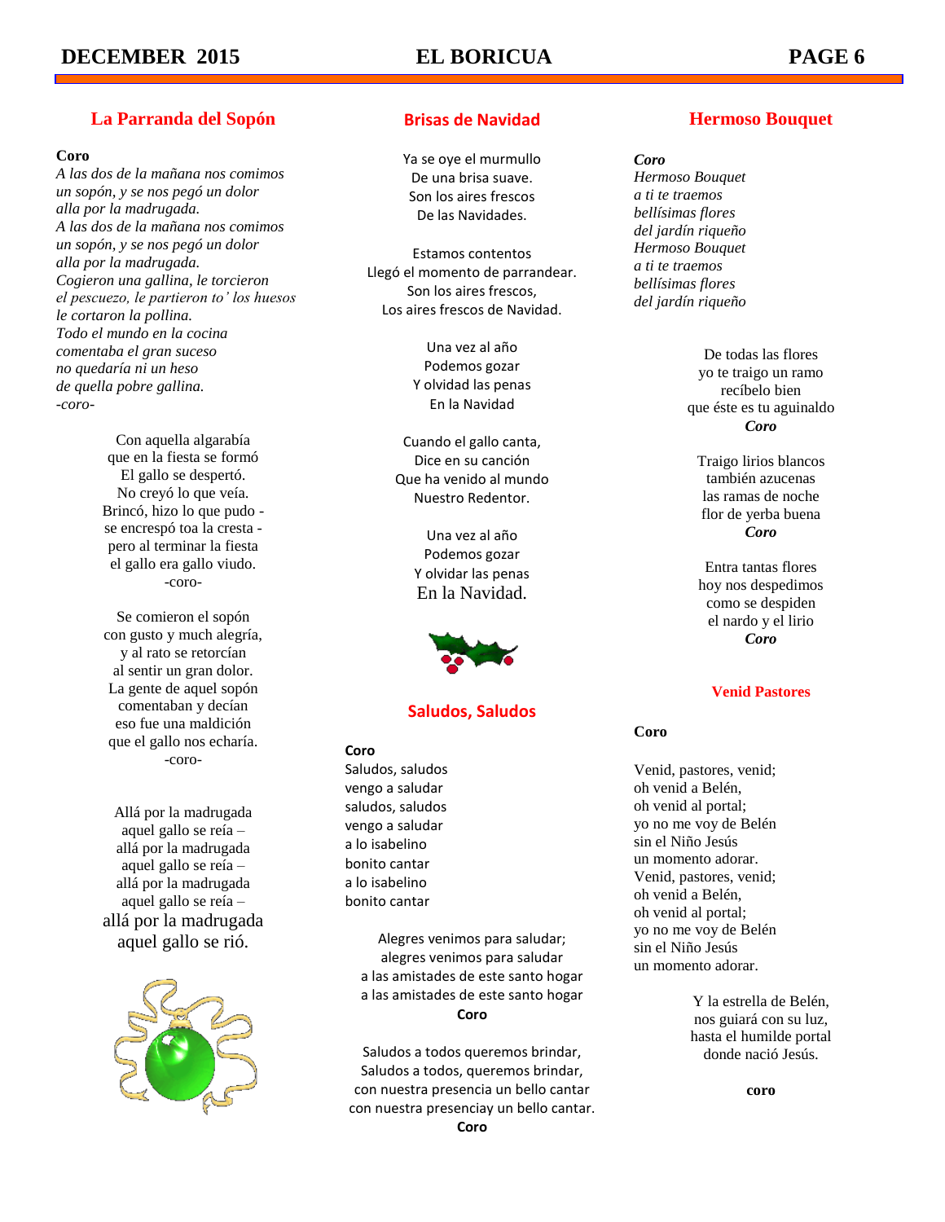## La Parranda del Sopón

**Coro**
*A las dos de la mañana nos comimos*
*un sopón, y se nos pegó un dolor*
*alla por la madrugada.*
*A las dos de la mañana nos comimos*
*un sopón, y se nos pegó un dolor*
*alla por la madrugada.*
*Cogieron una gallina, le torcieron*
*el pescuezo, le partieron to' los huesos*
*le cortaron la pollina.*
*Todo el mundo en la cocina*
*comentaba el gran suceso*
*no quedaría ni un heso*
*de quella pobre gallina.*
*-coro-*

Con aquella algarabía
que en la fiesta se formó
El gallo se despertó.
No creyó lo que veía.
Brincó, hizo lo que pudo -
se encrespó toa la cresta -
pero al terminar la fiesta
el gallo era gallo viudo.
-coro-

Se comieron el sopón
con gusto y much alegría,
y al rato se retorcían
al sentir un gran dolor.
La gente de aquel sopón
comentaban y decían
eso fue una maldición
que el gallo nos echaría.
-coro-

Allá por la madrugada
aquel gallo se reía –
allá por la madrugada
aquel gallo se reía –
allá por la madrugada
aquel gallo se reía –
allá por la madrugada
aquel gallo se rió.

## Brisas de Navidad

Ya se oye el murmullo
De una brisa suave.
Son los aires frescos
De las Navidades.

Estamos contentos
Llegó el momento de parrandear.
Son los aires frescos,
Los aires frescos de Navidad.

Una vez al año
Podemos gozar
Y olvidad las penas
En la Navidad

Cuando el gallo canta,
Dice en su canción
Que ha venido al mundo
Nuestro Redentor.

Una vez al año
Podemos gozar
Y olvidar las penas
En la Navidad.

## Saludos, Saludos

**Coro**
Saludos, saludos
vengo a saludar
saludos, saludos
vengo a saludar
a lo isabelino
bonito cantar
a lo isabelino
bonito cantar

Alegres venimos para saludar;
alegres venimos para saludar
a las amistades de este santo hogar
a las amistades de este santo hogar
**Coro**

Saludos a todos queremos brindar,
Saludos a todos, queremos brindar,
con nuestra presencia un bello cantar
con nuestra presenciay un bello cantar.
**Coro**

## Hermoso Bouquet

***Coro***
*Hermoso Bouquet*
*a ti te traemos*
*bellísimas flores*
*del jardín riqueño*
*Hermoso Bouquet*
*a ti te traemos*
*bellísimas flores*
*del jardín riqueño*

De todas las flores
yo te traigo un ramo
recíbelo bien
que éste es tu aguinaldo
***Coro***

Traigo lirios blancos
también azucenas
las ramas de noche
flor de yerba buena
***Coro***

Entra tantas flores
hoy nos despedimos
como se despiden
el nardo y el lirio
***Coro***

## Venid Pastores

**Coro**

Venid, pastores, venid;
oh venid a Belén,
oh venid al portal;
yo no me voy de Belén
sin el Niño Jesús
un momento adorar.
Venid, pastores, venid;
oh venid a Belén,
oh venid al portal;
yo no me voy de Belén
sin el Niño Jesús
un momento adorar.

Y la estrella de Belén,
nos guiará con su luz,
hasta el humilde portal
donde nació Jesús.

**coro**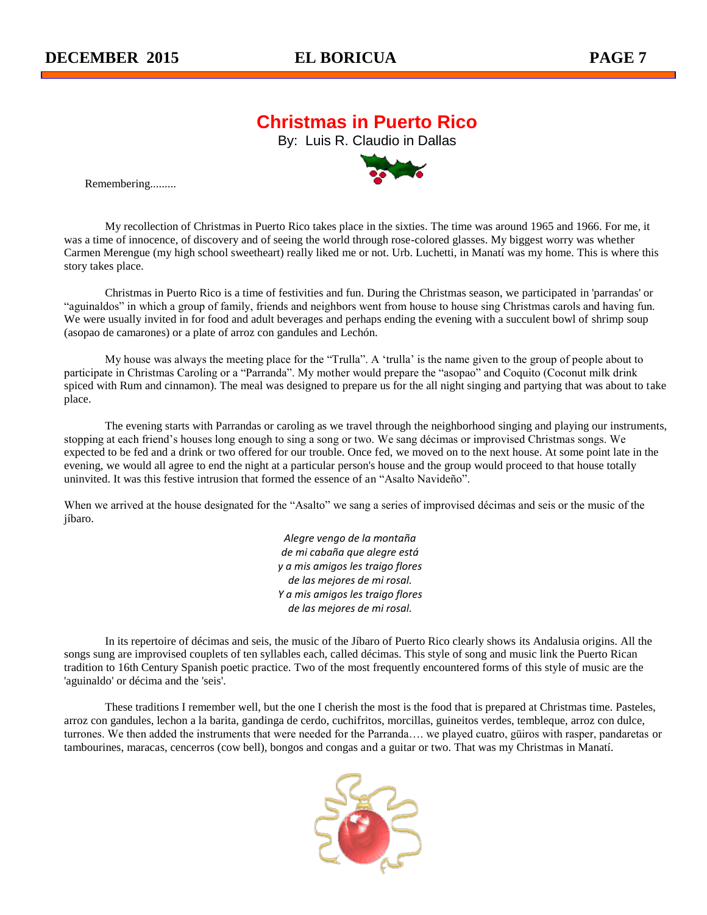# Christmas in Puerto Rico

By: Luis R. Claudio in Dallas

Remembering.........

My recollection of Christmas in Puerto Rico takes place in the sixties. The time was around 1965 and 1966. For me, it was a time of innocence, of discovery and of seeing the world through rose-colored glasses. My biggest worry was whether Carmen Merengue (my high school sweetheart) really liked me or not. Urb. Luchetti, in Manatí was my home. This is where this story takes place.

Christmas in Puerto Rico is a time of festivities and fun. During the Christmas season, we participated in 'parrandas' or "aguinaldos" in which a group of family, friends and neighbors went from house to house sing Christmas carols and having fun. We were usually invited in for food and adult beverages and perhaps ending the evening with a succulent bowl of shrimp soup (asopao de camarones) or a plate of arroz con gandules and Lechón.

My house was always the meeting place for the "Trulla". A 'trulla' is the name given to the group of people about to participate in Christmas Caroling or a "Parranda". My mother would prepare the "asopao" and Coquito (Coconut milk drink spiced with Rum and cinnamon). The meal was designed to prepare us for the all night singing and partying that was about to take place.

The evening starts with Parrandas or caroling as we travel through the neighborhood singing and playing our instruments, stopping at each friend's houses long enough to sing a song or two. We sang décimas or improvised Christmas songs. We expected to be fed and a drink or two offered for our trouble. Once fed, we moved on to the next house. At some point late in the evening, we would all agree to end the night at a particular person's house and the group would proceed to that house totally uninvited. It was this festive intrusion that formed the essence of an "Asalto Navideño".

When we arrived at the house designated for the "Asalto" we sang a series of improvised décimas and seis or the music of the jíbaro.

*Alegre vengo de la montaña*
*de mi cabaña que alegre está*
*y a mis amigos les traigo flores*
*de las mejores de mi rosal.*
*Y a mis amigos les traigo flores*
*de las mejores de mi rosal.*

In its repertoire of décimas and seis, the music of the Jíbaro of Puerto Rico clearly shows its Andalusia origins. All the songs sung are improvised couplets of ten syllables each, called décimas. This style of song and music link the Puerto Rican tradition to 16th Century Spanish poetic practice. Two of the most frequently encountered forms of this style of music are the 'aguinaldo' or décima and the 'seis'.

These traditions I remember well, but the one I cherish the most is the food that is prepared at Christmas time. Pasteles, arroz con gandules, lechon a la barita, gandinga de cerdo, cuchifritos, morcillas, guineitos verdes, tembleque, arroz con dulce, turrones. We then added the instruments that were needed for the Parranda…. we played cuatro, güiros with rasper, pandaretas or tambourines, maracas, cencerros (cow bell), bongos and congas and a guitar or two. That was my Christmas in Manatí.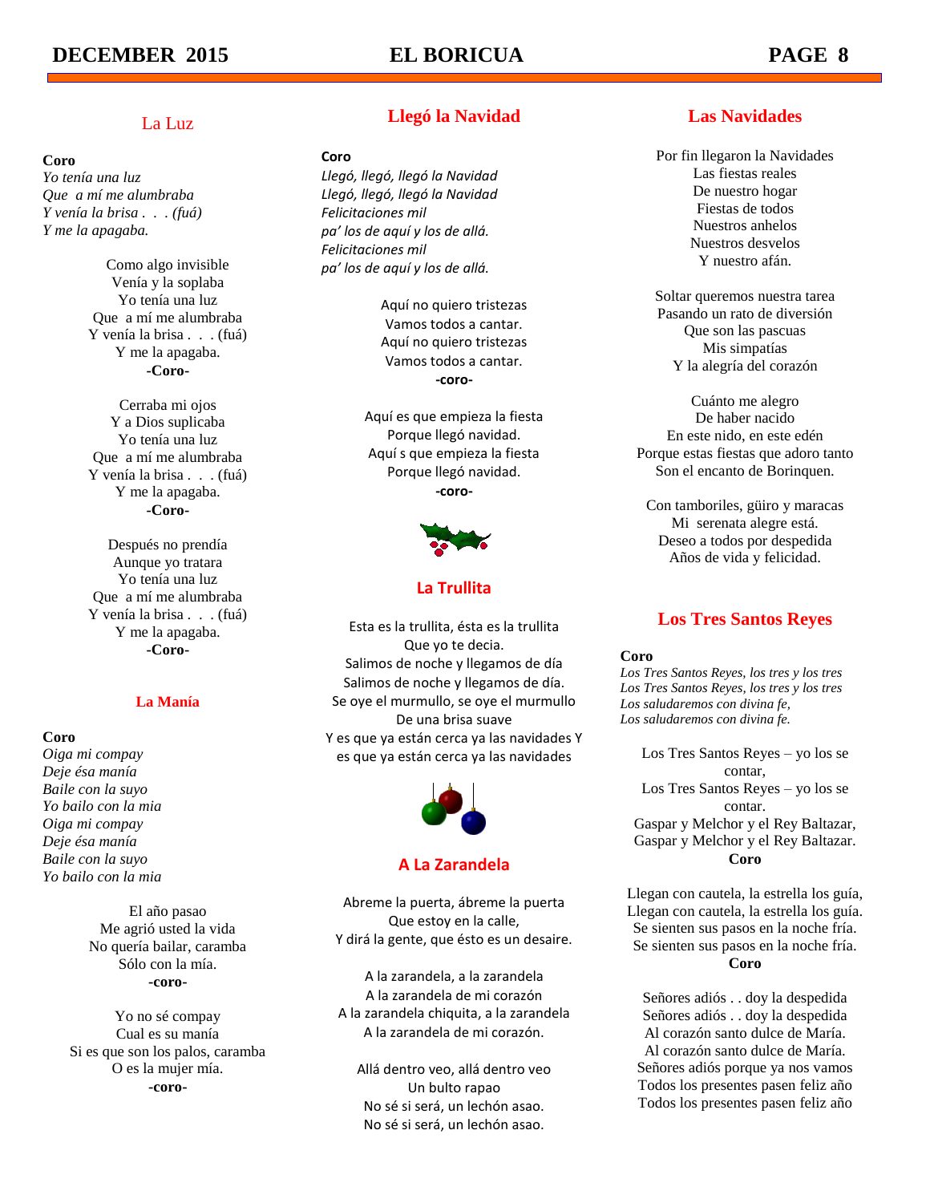## La Luz

**Coro**
*Yo tenía una luz*
*Que a mí me alumbraba*
*Y venía la brisa . . . (fuá)*
*Y me la apagaba.*

Como algo invisible
Venía y la soplaba
Yo tenía una luz
Que a mí me alumbraba
Y venía la brisa . . . (fuá)
Y me la apagaba.
**-Coro-**

Cerraba mi ojos
Y a Dios suplicaba
Yo tenía una luz
Que a mí me alumbraba
Y venía la brisa . . . (fuá)
Y me la apagaba.
**-Coro-**

Después no prendía
Aunque yo tratara
Yo tenía una luz
Que a mí me alumbraba
Y venía la brisa . . . (fuá)
Y me la apagaba.
**-Coro-**

## La Manía

**Coro**
*Oiga mi compay*
*Deje ésa manía*
*Baile con la suyo*
*Yo bailo con la mia*
*Oiga mi compay*
*Deje ésa manía*
*Baile con la suyo*
*Yo bailo con la mia*

El año pasao
Me agrió usted la vida
No quería bailar, caramba
Sólo con la mía.
**-coro-**

Yo no sé compay
Cual es su manía
Si es que son los palos, caramba
O es la mujer mía.
**-coro-**

## Llegó la Navidad

**Coro**
*Llegó, llegó, llegó la Navidad*
*Llegó, llegó, llegó la Navidad*
*Felicitaciones mil*
*pa' los de aquí y los de allá.*
*Felicitaciones mil*
*pa' los de aquí y los de allá.*

Aquí no quiero tristezas
Vamos todos a cantar.
Aquí no quiero tristezas
Vamos todos a cantar.
**-coro-**

Aquí es que empieza la fiesta
Porque llegó navidad.
Aquí s que empieza la fiesta
Porque llegó navidad.
**-coro-**

## La Trullita

Esta es la trullita, ésta es la trullita
Que yo te decia.
Salimos de noche y llegamos de día
Salimos de noche y llegamos de día.
Se oye el murmullo, se oye el murmullo
De una brisa suave
Y es que ya están cerca ya las navidades Y es que ya están cerca ya las navidades

## A La Zarandela

Abreme la puerta, ábreme la puerta
Que estoy en la calle,
Y dirá la gente, que ésto es un desaire.

A la zarandela, a la zarandela
A la zarandela de mi corazón
A la zarandela chiquita, a la zarandela
A la zarandela de mi corazón.

Allá dentro veo, allá dentro veo
Un bulto rapao
No sé si será, un lechón asao.
No sé si será, un lechón asao.

## Las Navidades

Por fin llegaron la Navidades
Las fiestas reales
De nuestro hogar
Fiestas de todos
Nuestros anhelos
Nuestros desvelos
Y nuestro afán.

Soltar queremos nuestra tarea
Pasando un rato de diversión
Que son las pascuas
Mis simpatías
Y la alegría del corazón

Cuánto me alegro
De haber nacido
En este nido, en este edén
Porque estas fiestas que adoro tanto
Son el encanto de Borinquen.

Con tamboriles, güiro y maracas
Mi serenata alegre está.
Deseo a todos por despedida
Años de vida y felicidad.

## Los Tres Santos Reyes

**Coro**
*Los Tres Santos Reyes, los tres y los tres*
*Los Tres Santos Reyes, los tres y los tres*
*Los saludaremos con divina fe,*
*Los saludaremos con divina fe.*

Los Tres Santos Reyes – yo los se contar,
Los Tres Santos Reyes – yo los se contar.
Gaspar y Melchor y el Rey Baltazar,
Gaspar y Melchor y el Rey Baltazar.
**Coro**

Llegan con cautela, la estrella los guía,
Llegan con cautela, la estrella los guía.
Se sienten sus pasos en la noche fría.
Se sienten sus pasos en la noche fría.
**Coro**

Señores adiós . . doy la despedida
Señores adiós . . doy la despedida
Al corazón santo dulce de María.
Al corazón santo dulce de María.
Señores adiós porque ya nos vamos
Todos los presentes pasen feliz año
Todos los presentes pasen feliz año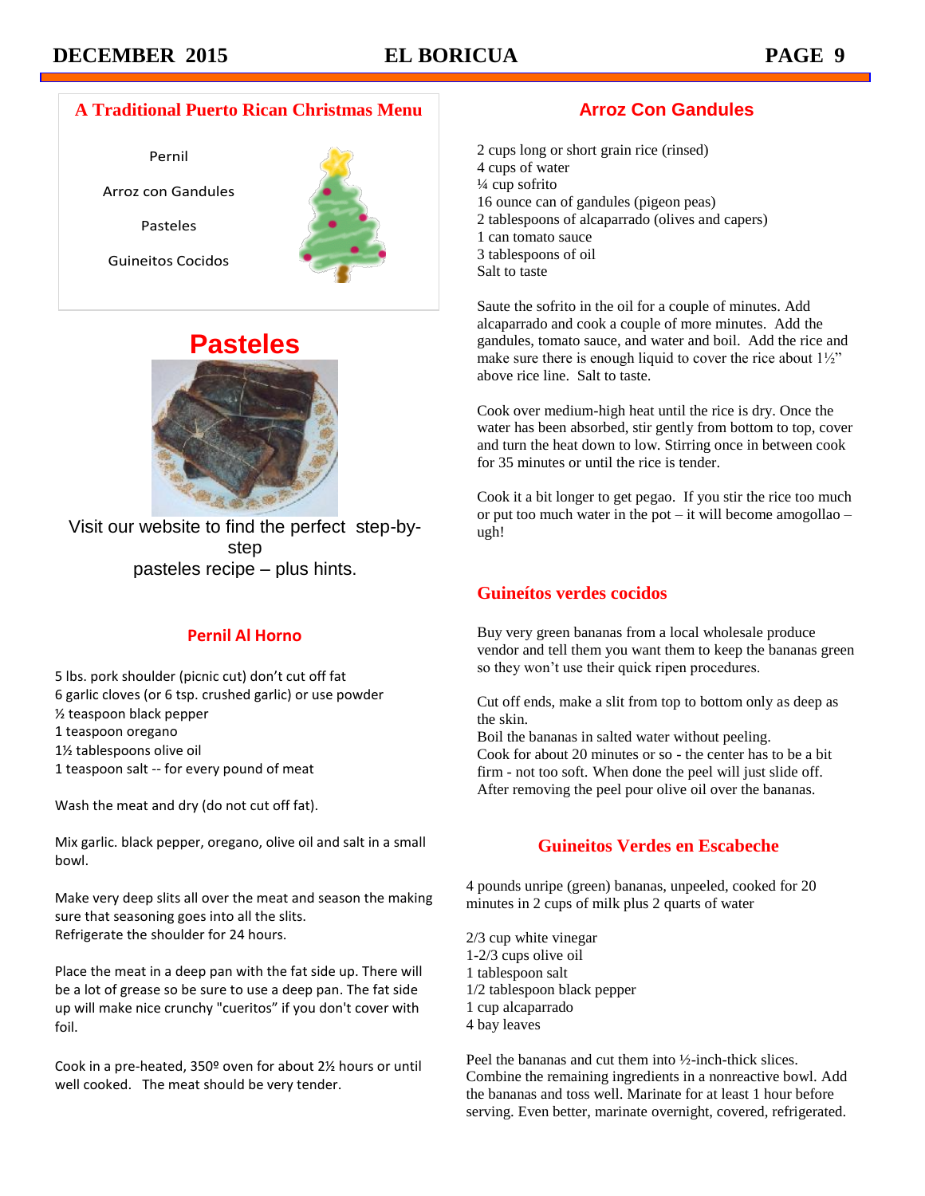## A Traditional Puerto Rican Christmas Menu

Pernil

Arroz con Gandules

Pasteles

Guineitos Cocidos

## Pasteles

Visit our website to find the perfect step-by-step pasteles recipe – plus hints.

### Pernil Al Horno

5 lbs. pork shoulder (picnic cut) don't cut off fat
6 garlic cloves (or 6 tsp. crushed garlic) or use powder
½ teaspoon black pepper
1 teaspoon oregano
1½ tablespoons olive oil
1 teaspoon salt -- for every pound of meat

Wash the meat and dry (do not cut off fat).

Mix garlic. black pepper, oregano, olive oil and salt in a small bowl.

Make very deep slits all over the meat and season the making sure that seasoning goes into all the slits.
Refrigerate the shoulder for 24 hours.

Place the meat in a deep pan with the fat side up. There will be a lot of grease so be sure to use a deep pan. The fat side up will make nice crunchy "cueritos" if you don't cover with foil.

Cook in a pre-heated, 350º oven for about 2½ hours or until well cooked. The meat should be very tender.

## Arroz Con Gandules

2 cups long or short grain rice (rinsed)
4 cups of water
¼ cup sofrito
16 ounce can of gandules (pigeon peas)
2 tablespoons of alcaparrado (olives and capers)
1 can tomato sauce
3 tablespoons of oil
Salt to taste

Saute the sofrito in the oil for a couple of minutes. Add alcaparrado and cook a couple of more minutes. Add the gandules, tomato sauce, and water and boil. Add the rice and make sure there is enough liquid to cover the rice about 1½" above rice line. Salt to taste.

Cook over medium-high heat until the rice is dry. Once the water has been absorbed, stir gently from bottom to top, cover and turn the heat down to low. Stirring once in between cook for 35 minutes or until the rice is tender.

Cook it a bit longer to get pegao. If you stir the rice too much or put too much water in the pot – it will become amogollao – ugh!

### Guineítos verdes cocidos

Buy very green bananas from a local wholesale produce vendor and tell them you want them to keep the bananas green so they won't use their quick ripen procedures.

Cut off ends, make a slit from top to bottom only as deep as the skin.
Boil the bananas in salted water without peeling.
Cook for about 20 minutes or so - the center has to be a bit firm - not too soft. When done the peel will just slide off.
After removing the peel pour olive oil over the bananas.

### Guineitos Verdes en Escabeche

4 pounds unripe (green) bananas, unpeeled, cooked for 20 minutes in 2 cups of milk plus 2 quarts of water

2/3 cup white vinegar
1-2/3 cups olive oil
1 tablespoon salt
1/2 tablespoon black pepper
1 cup alcaparrado
4 bay leaves

Peel the bananas and cut them into ½-inch-thick slices. Combine the remaining ingredients in a nonreactive bowl. Add the bananas and toss well. Marinate for at least 1 hour before serving. Even better, marinate overnight, covered, refrigerated.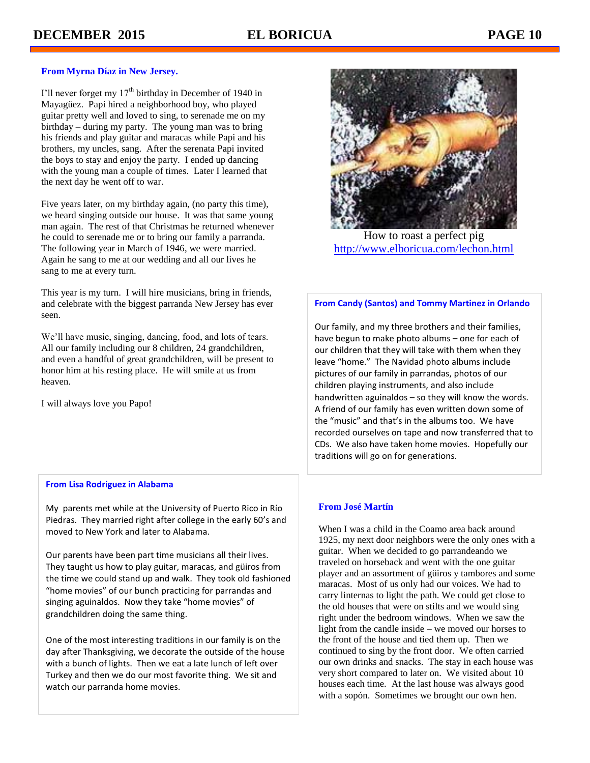**From Myrna Díaz in New Jersey.**

I'll never forget my 17th birthday in December of 1940 in Mayagüez. Papi hired a neighborhood boy, who played guitar pretty well and loved to sing, to serenade me on my birthday – during my party. The young man was to bring his friends and play guitar and maracas while Papi and his brothers, my uncles, sang. After the serenata Papi invited the boys to stay and enjoy the party. I ended up dancing with the young man a couple of times. Later I learned that the next day he went off to war.

Five years later, on my birthday again, (no party this time), we heard singing outside our house. It was that same young man again. The rest of that Christmas he returned whenever he could to serenade me or to bring our family a parranda. The following year in March of 1946, we were married. Again he sang to me at our wedding and all our lives he sang to me at every turn.

This year is my turn. I will hire musicians, bring in friends, and celebrate with the biggest parranda New Jersey has ever seen.

We'll have music, singing, dancing, food, and lots of tears. All our family including our 8 children, 24 grandchildren, and even a handful of great grandchildren, will be present to honor him at his resting place. He will smile at us from heaven.

I will always love you Papo!

How to roast a perfect pig
http://www.elboricua.com/lechon.html

**From Candy (Santos) and Tommy Martinez in Orlando**

Our family, and my three brothers and their families, have begun to make photo albums – one for each of our children that they will take with them when they leave "home." The Navidad photo albums include pictures of our family in parrandas, photos of our children playing instruments, and also include handwritten aguinaldos – so they will know the words. A friend of our family has even written down some of the "music" and that's in the albums too. We have recorded ourselves on tape and now transferred that to CDs. We also have taken home movies. Hopefully our traditions will go on for generations.

**From Lisa Rodriguez in Alabama**

My parents met while at the University of Puerto Rico in Río Piedras. They married right after college in the early 60's and moved to New York and later to Alabama.

Our parents have been part time musicians all their lives. They taught us how to play guitar, maracas, and güiros from the time we could stand up and walk. They took old fashioned "home movies" of our bunch practicing for parrandas and singing aguinaldos. Now they take "home movies" of grandchildren doing the same thing.

One of the most interesting traditions in our family is on the day after Thanksgiving, we decorate the outside of the house with a bunch of lights. Then we eat a late lunch of left over Turkey and then we do our most favorite thing. We sit and watch our parranda home movies.

**From José Martín**

When I was a child in the Coamo area back around 1925, my next door neighbors were the only ones with a guitar. When we decided to go parrandeando we traveled on horseback and went with the one guitar player and an assortment of güiros y tambores and some maracas. Most of us only had our voices. We had to carry linternas to light the path. We could get close to the old houses that were on stilts and we would sing right under the bedroom windows. When we saw the light from the candle inside – we moved our horses to the front of the house and tied them up. Then we continued to sing by the front door. We often carried our own drinks and snacks. The stay in each house was very short compared to later on. We visited about 10 houses each time. At the last house was always good with a sopón. Sometimes we brought our own hen.